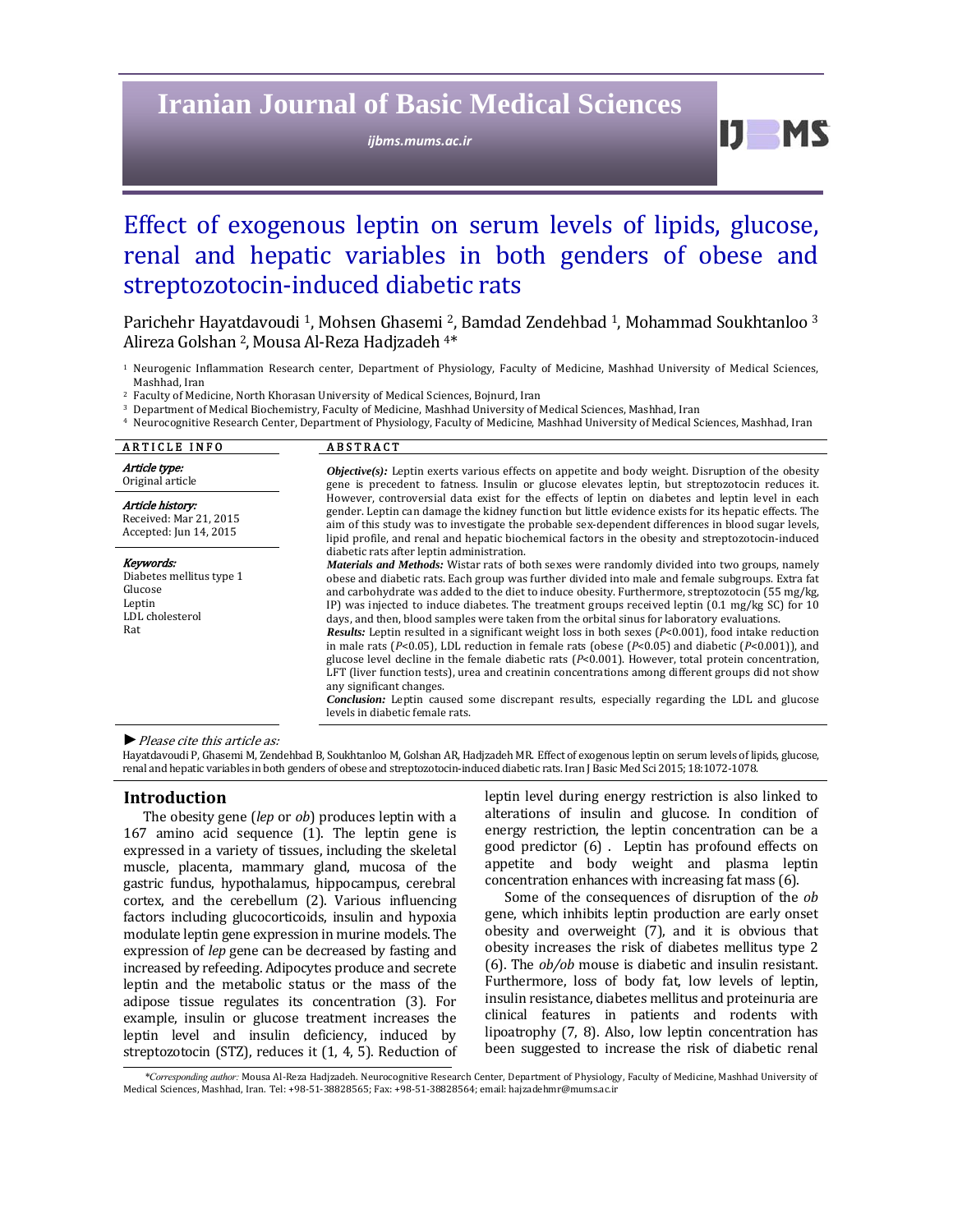# Effect of exogenous leptin on serum levels of lipids, glucose, renal and hepatic variables in both genders of obese and streptozotocin-induced diabetic rats

Parichehr Hayatdavoudi [1], Mohsen Ghasemi [2], Bamdad Zendehbad [1], Mohammad Soukhtanloo [3] Alireza Golshan [2], Mousa Al-Reza Hadjzadeh [4]*

[1] Neurogenic Inflammation Research center, Department of Physiology, Faculty of Medicine, Mashhad University of Medical Sciences, Mashhad, Iran
[2] Faculty of Medicine, North Khorasan University of Medical Sciences, Bojnurd, Iran
[3] Department of Medical Biochemistry, Faculty of Medicine, Mashhad University of Medical Sciences, Mashhad, Iran
[4] Neurocognitive Research Center, Department of Physiology, Faculty of Medicine, Mashhad University of Medical Sciences, Mashhad, Iran

**ARTICLE INFO**

***Article type:***
Original article

***Article history:***
Received: Mar 21, 2015
Accepted: Jun 14, 2015

***Keywords:***
Diabetes mellitus type 1
Glucose
Leptin
LDL cholesterol
Rat

**ABSTRACT**

***Objective(s):*** Leptin exerts various effects on appetite and body weight. Disruption of the obesity gene is precedent to fatness. Insulin or glucose elevates leptin, but streptozotocin reduces it. However, controversial data exist for the effects of leptin on diabetes and leptin level in each gender. Leptin can damage the kidney function but little evidence exists for its hepatic effects. The aim of this study was to investigate the probable sex-dependent differences in blood sugar levels, lipid profile, and renal and hepatic biochemical factors in the obesity and streptozotocin-induced diabetic rats after leptin administration.

***Materials and Methods:*** Wistar rats of both sexes were randomly divided into two groups, namely obese and diabetic rats. Each group was further divided into male and female subgroups. Extra fat and carbohydrate was added to the diet to induce obesity. Furthermore, streptozotocin (55 mg/kg, IP) was injected to induce diabetes. The treatment groups received leptin (0.1 mg/kg SC) for 10 days, and then, blood samples were taken from the orbital sinus for laboratory evaluations.

***Results:*** Leptin resulted in a significant weight loss in both sexes ($P<0.001$), food intake reduction in male rats ($P<0.05$), LDL reduction in female rats (obese ($P<0.05$) and diabetic ($P<0.001$)), and glucose level decline in the female diabetic rats ($P<0.001$). However, total protein concentration, LFT (liver function tests), urea and creatinin concentrations among different groups did not show any significant changes.

***Conclusion:*** Leptin caused some discrepant results, especially regarding the LDL and glucose levels in diabetic female rats.

► *Please cite this article as:*
Hayatdavoudi P, Ghasemi M, Zendehbad B, Soukhtanloo M, Golshan AR, Hadjzadeh MR. Effect of exogenous leptin on serum levels of lipids, glucose, renal and hepatic variables in both genders of obese and streptozotocin-induced diabetic rats. Iran J Basic Med Sci 2015; 18:1072-1078.

## Introduction

The obesity gene (*lep* or *ob*) produces leptin with a 167 amino acid sequence (1). The leptin gene is expressed in a variety of tissues, including the skeletal muscle, placenta, mammary gland, mucosa of the gastric fundus, hypothalamus, hippocampus, cerebral cortex, and the cerebellum (2). Various influencing factors including glucocorticoids, insulin and hypoxia modulate leptin gene expression in murine models. The expression of *lep* gene can be decreased by fasting and increased by refeeding. Adipocytes produce and secrete leptin and the metabolic status or the mass of the adipose tissue regulates its concentration (3). For example, insulin or glucose treatment increases the leptin level and insulin deficiency, induced by streptozotocin (STZ), reduces it (1, 4, 5). Reduction of leptin level during energy restriction is also linked to alterations of insulin and glucose. In condition of energy restriction, the leptin concentration can be a good predictor (6) . Leptin has profound effects on appetite and body weight and plasma leptin concentration enhances with increasing fat mass (6).

Some of the consequences of disruption of the *ob* gene, which inhibits leptin production are early onset obesity and overweight (7), and it is obvious that obesity increases the risk of diabetes mellitus type 2 (6). The *ob/ob* mouse is diabetic and insulin resistant. Furthermore, loss of body fat, low levels of leptin, insulin resistance, diabetes mellitus and proteinuria are clinical features in patients and rodents with lipoatrophy (7, 8). Also, low leptin concentration has been suggested to increase the risk of diabetic renal

*Corresponding author: Mousa Al-Reza Hadjzadeh. Neurocognitive Research Center, Department of Physiology, Faculty of Medicine, Mashhad University of Medical Sciences, Mashhad, Iran. Tel: +98-51-38828565; Fax: +98-51-38828564; email: hajzadehmr@mums.ac.ir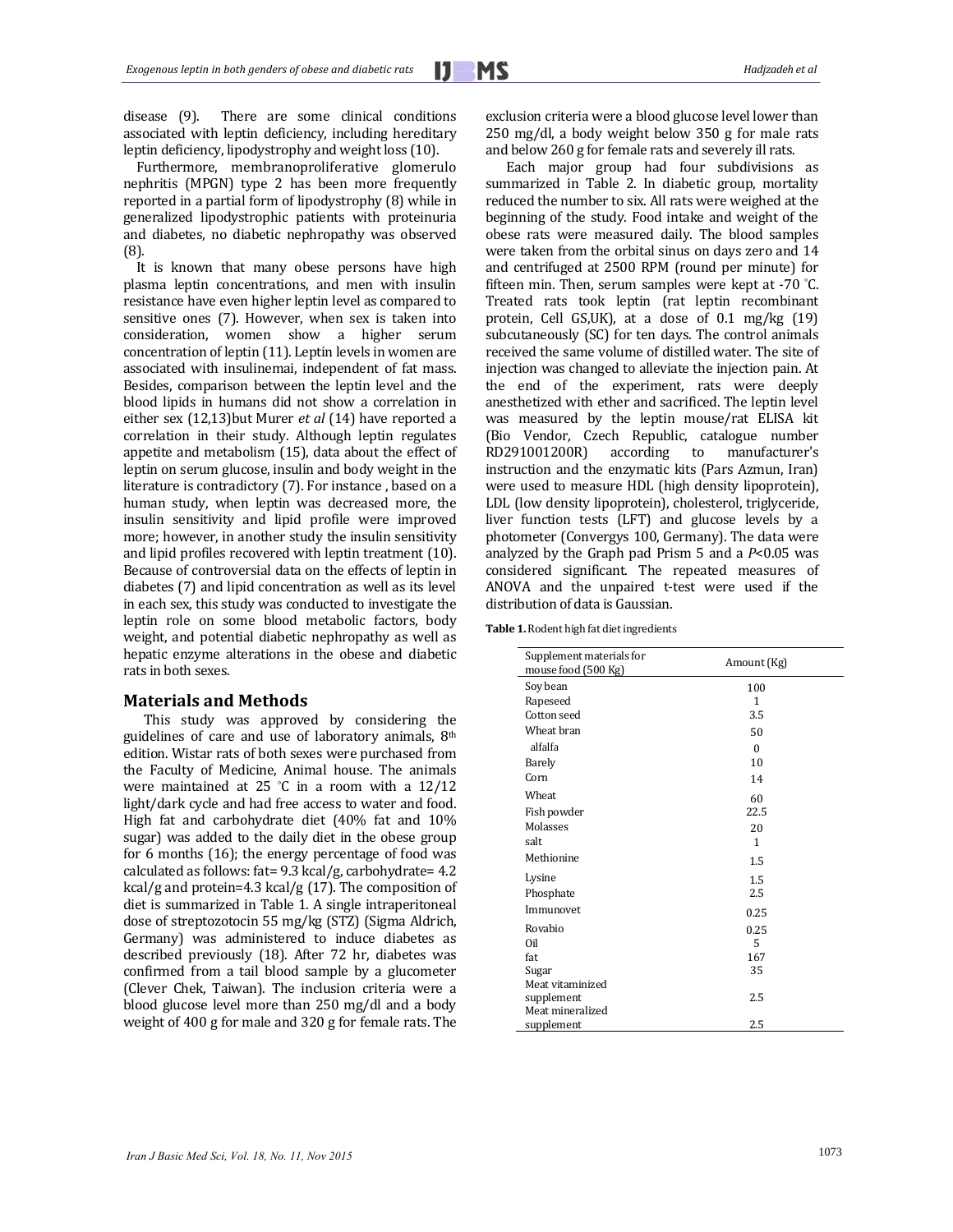disease (9). There are some clinical conditions associated with leptin deficiency, including hereditary leptin deficiency, lipodystrophy and weight loss (10).

Furthermore, membranoproliferative glomerulo nephritis (MPGN) type 2 has been more frequently reported in a partial form of lipodystrophy (8) while in generalized lipodystrophic patients with proteinuria and diabetes, no diabetic nephropathy was observed (8).

It is known that many obese persons have high plasma leptin concentrations, and men with insulin resistance have even higher leptin level as compared to sensitive ones (7). However, when sex is taken into consideration, women show a higher serum concentration of leptin (11). Leptin levels in women are associated with insulinemai, independent of fat mass. Besides, comparison between the leptin level and the blood lipids in humans did not show a correlation in either sex (12,13)but Murer *et al* (14) have reported a correlation in their study. Although leptin regulates appetite and metabolism (15), data about the effect of leptin on serum glucose, insulin and body weight in the literature is contradictory (7). For instance , based on a human study, when leptin was decreased more, the insulin sensitivity and lipid profile were improved more; however, in another study the insulin sensitivity and lipid profiles recovered with leptin treatment (10). Because of controversial data on the effects of leptin in diabetes (7) and lipid concentration as well as its level in each sex, this study was conducted to investigate the leptin role on some blood metabolic factors, body weight, and potential diabetic nephropathy as well as hepatic enzyme alterations in the obese and diabetic rats in both sexes.

## Materials and Methods

This study was approved by considering the guidelines of care and use of laboratory animals, 8th edition. Wistar rats of both sexes were purchased from the Faculty of Medicine, Animal house. The animals were maintained at 25 °C in a room with a 12/12 light/dark cycle and had free access to water and food. High fat and carbohydrate diet (40% fat and 10% sugar) was added to the daily diet in the obese group for 6 months (16); the energy percentage of food was calculated as follows: fat= 9.3 kcal/g, carbohydrate= 4.2 kcal/g and protein=4.3 kcal/g (17). The composition of diet is summarized in Table 1. A single intraperitoneal dose of streptozotocin 55 mg/kg (STZ) (Sigma Aldrich, Germany) was administered to induce diabetes as described previously (18). After 72 hr, diabetes was confirmed from a tail blood sample by a glucometer (Clever Chek, Taiwan). The inclusion criteria were a blood glucose level more than 250 mg/dl and a body weight of 400 g for male and 320 g for female rats. The exclusion criteria were a blood glucose level lower than 250 mg/dl, a body weight below 350 g for male rats and below 260 g for female rats and severely ill rats.

Each major group had four subdivisions as summarized in Table 2. In diabetic group, mortality reduced the number to six. All rats were weighed at the beginning of the study. Food intake and weight of the obese rats were measured daily. The blood samples were taken from the orbital sinus on days zero and 14 and centrifuged at 2500 RPM (round per minute) for fifteen min. Then, serum samples were kept at -70 °C. Treated rats took leptin (rat leptin recombinant protein, Cell GS,UK), at a dose of 0.1 mg/kg (19) subcutaneously (SC) for ten days. The control animals received the same volume of distilled water. The site of injection was changed to alleviate the injection pain. At the end of the experiment, rats were deeply anesthetized with ether and sacrificed. The leptin level was measured by the leptin mouse/rat ELISA kit (Bio Vendor, Czech Republic, catalogue number RD291001200R) according to manufacturer's instruction and the enzymatic kits (Pars Azmun, Iran) were used to measure HDL (high density lipoprotein), LDL (low density lipoprotein), cholesterol, triglyceride, liver function tests (LFT) and glucose levels by a photometer (Convergys 100, Germany). The data were analyzed by the Graph pad Prism 5 and a $P<0.05$ was considered significant. The repeated measures of ANOVA and the unpaired t-test were used if the distribution of data is Gaussian.

**Table 1.** Rodent high fat diet ingredients

| Supplement materials for mouse food (500 Kg) | Amount (Kg) |
|---|---|
| Soy bean | 100 |
| Rapeseed | 1 |
| Cotton seed | 3.5 |
| Wheat bran | 50 |
| alfalfa | 0 |
| Barely | 10 |
| Corn | 14 |
| Wheat | 60 |
| Fish powder | 22.5 |
| Molasses | 20 |
| salt | 1 |
| Methionine | 1.5 |
| Lysine | 1.5 |
| Phosphate | 2.5 |
| Immunovet | 0.25 |
| Rovabio | 0.25 |
| Oil | 5 |
| fat | 167 |
| Sugar | 35 |
| Meat vitaminized supplement | 2.5 |
| Meat mineralized supplement | 2.5 |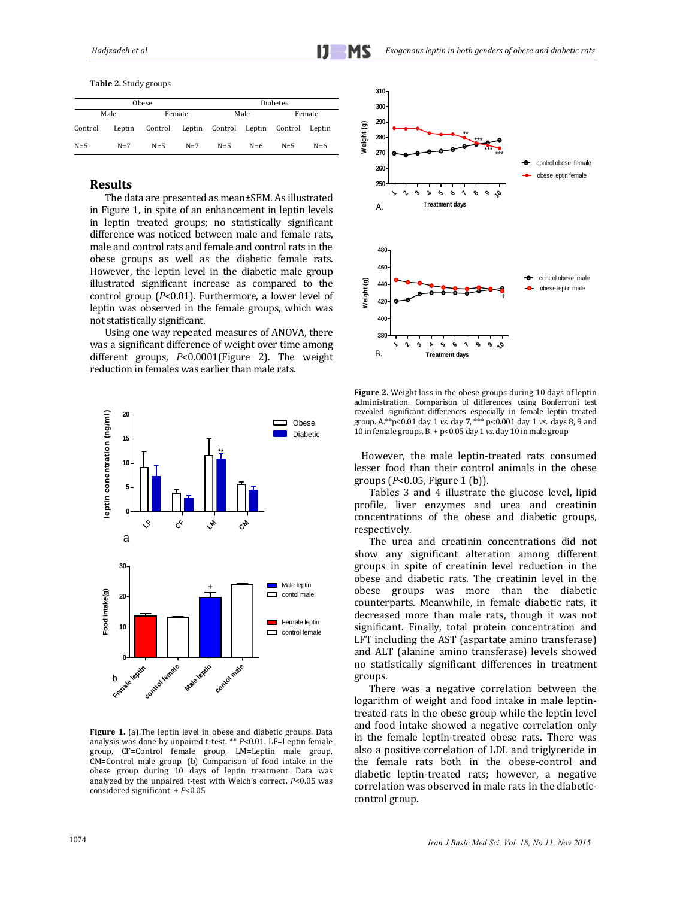**Table 2.** Study groups

| Obese | | | | Diabetes | | | |
|---|---|---|---|---|---|---|---|
| Male | | Female | | Male | | Female | |
| Control | Leptin | Control | Leptin | Control | Leptin | Control | Leptin |
| N=5 | N=7 | N=5 | N=7 | N=5 | N=6 | N=5 | N=6 |

## Results

The data are presented as mean±SEM. As illustrated in Figure 1, in spite of an enhancement in leptin levels in leptin treated groups; no statistically significant difference was noticed between male and female rats, male and control rats and female and control rats in the obese groups as well as the diabetic female rats. However, the leptin level in the diabetic male group illustrated significant increase as compared to the control group ($P$<0.01). Furthermore, a lower level of leptin was observed in the female groups, which was not statistically significant.

Using one way repeated measures of ANOVA, there was a significant difference of weight over time among different groups, $P$<0.0001(Figure 2). The weight reduction in females was earlier than male rats.

**Figure 1.** (a).The leptin level in obese and diabetic groups. Data analysis was done by unpaired t-test. ** $P$<0.01. LF=Leptin female group, CF=Control female group, LM=Leptin male group, CM=Control male group. (b) Comparison of food intake in the obese group during 10 days of leptin treatment. Data was analyzed by the unpaired t-test with Welch's correct. $P$<0.05 was considered significant. + $P$<0.05

**Figure 2.** Weight loss in the obese groups during 10 days of leptin administration. Comparison of differences using Bonferroni test revealed significant differences especially in female leptin treated group. A.**p<0.01 day 1 *vs.* day 7, *** p<0.001 day 1 *vs.* days 8, 9 and 10 in female groups. B. + p<0.05 day 1 *vs.* day 10 in male group

However, the male leptin-treated rats consumed lesser food than their control animals in the obese groups ($P$<0.05, Figure 1 (b)).

Tables 3 and 4 illustrate the glucose level, lipid profile, liver enzymes and urea and creatinin concentrations of the obese and diabetic groups, respectively.

The urea and creatinin concentrations did not show any significant alteration among different groups in spite of creatinin level reduction in the obese and diabetic rats. The creatinin level in the obese groups was more than the diabetic counterparts. Meanwhile, in female diabetic rats, it decreased more than male rats, though it was not significant. Finally, total protein concentration and LFT including the AST (aspartate amino transferase) and ALT (alanine amino transferase) levels showed no statistically significant differences in treatment groups.

There was a negative correlation between the logarithm of weight and food intake in male leptin-treated rats in the obese group while the leptin level and food intake showed a negative correlation only in the female leptin-treated obese rats. There was also a positive correlation of LDL and triglyceride in the female rats both in the obese-control and diabetic leptin-treated rats; however, a negative correlation was observed in male rats in the diabetic-control group.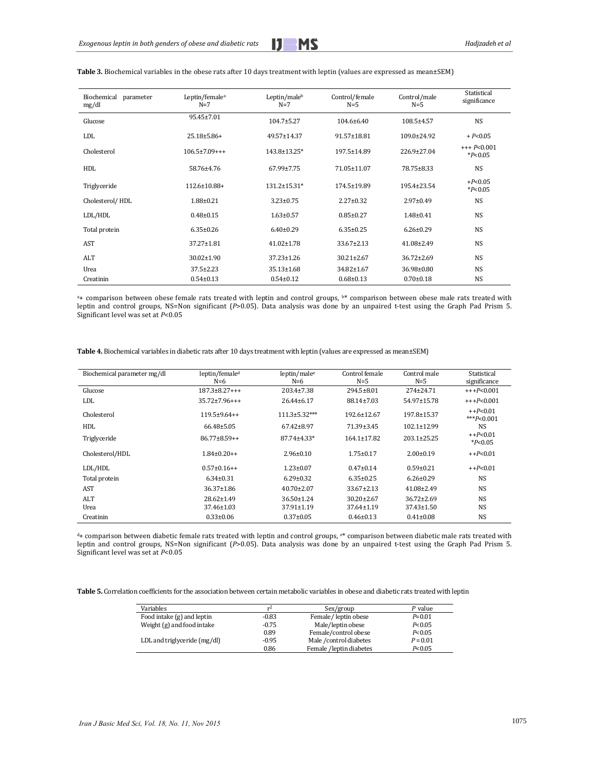**Table 3.** Biochemical variables in the obese rats after 10 days treatment with leptin (values are expressed as mean±SEM)

| Biochemical parameter mg/dl | Leptin/female[a] N=7 | Leptin/male[b] N=7 | Control/female N=5 | Control/male N=5 | Statistical significance |
|---|---|---|---|---|---|
| Glucose | 95.45±7.01 | 104.7±5.27 | 104.6±6.40 | 108.5±4.57 | NS |
| LDL | 25.18±5.86+ | 49.57±14.37 | 91.57±18.81 | 109.0±24.92 | + $P<0.05$ |
| Cholesterol | 106.5±7.09+++ | 143.8±13.25* | 197.5±14.89 | 226.9±27.04 | +++ $P<0.001$ *$P<0.05$ |
| HDL | 58.76±4.76 | 67.99±7.75 | 71.05±11.07 | 78.75±8.33 | NS |
| Triglyceride | 112.6±10.88+ | 131.2±15.31* | 174.5±19.89 | 195.4±23.54 | +$P<0.05$ *$P<0.05$ |
| Cholesterol/ HDL | 1.88±0.21 | 3.23±0.75 | 2.27±0.32 | 2.97±0.49 | NS |
| LDL/HDL | 0.48±0.15 | 1.63±0.57 | 0.85±0.27 | 1.48±0.41 | NS |
| Total protein | 6.35±0.26 | 6.40±0.29 | 6.35±0.25 | 6.26±0.29 | NS |
| AST | 37.27±1.81 | 41.02±1.78 | 33.67±2.13 | 41.08±2.49 | NS |
| ALT | 30.02±1.90 | 37.23±1.26 | 30.21±2.67 | 36.72±2.69 | NS |
| Urea | 37.5±2.23 | 35.13±1.68 | 34.82±1.67 | 36.98±0.80 | NS |
| Creatinin | 0.54±0.13 | 0.54±0.12 | 0.68±0.13 | 0.70±0.18 | NS |

[a]+ comparison between obese female rats treated with leptin and control groups, [b]* comparison between obese male rats treated with leptin and control groups, NS=Non significant ($P>0.05$). Data analysis was done by an unpaired t-test using the Graph Pad Prism 5. Significant level was set at $P<0.05$

**Table 4.** Biochemical variables in diabetic rats after 10 days treatment with leptin (values are expressed as mean±SEM)

| Biochemical parameter mg/dl | leptin/female[d] N=6 | leptin/male[e] N=6 | Control female N=5 | Control male N=5 | Statistical significance |
|---|---|---|---|---|---|
| Glucose | 187.3±8.27+++ | 203.4±7.38 | 294.5±8.01 | 274±24.71 | +++$P<0.001$ |
| LDL | 35.72±7.96+++ | 26.44±6.17 | 88.14±7.03 | 54.97±15.78 | +++$P<0.001$ |
| Cholesterol | 119.5±9.64++ | 111.3±5.32*** | 192.6±12.67 | 197.8±15.37 | ++$P<0.01$ ***$P<0.001$ |
| HDL | 66.48±5.05 | 67.42±8.97 | 71.39±3.45 | 102.1±12.99 | NS |
| Triglyceride | 86.77±8.59++ | 87.74±4.33* | 164.1±17.82 | 203.1±25.25 | ++$P<0.01$ *$P<0.05$ |
| Cholesterol/HDL | 1.84±0.20++ | 2.96±0.10 | 1.75±0.17 | 2.00±0.19 | ++$P<0.01$ |
| LDL/HDL | 0.57±0.16++ | 1.23±0.07 | 0.47±0.14 | 0.59±0.21 | ++$P<0.01$ |
| Total protein | 6.34±0.31 | 6.29±0.32 | 6.35±0.25 | 6.26±0.29 | NS |
| AST | 36.37±1.86 | 40.70±2.07 | 33.67±2.13 | 41.08±2.49 | NS |
| ALT | 28.62±1.49 | 36.50±1.24 | 30.20±2.67 | 36.72±2.69 | NS |
| Urea | 37.46±1.03 | 37.91±1.19 | 37.64±1.19 | 37.43±1.50 | NS |
| Creatinin | 0.33±0.06 | 0.37±0.05 | 0.46±0.13 | 0.41±0.08 | NS |

[d]+ comparison between diabetic female rats treated with leptin and control groups, [e]* comparison between diabetic male rats treated with leptin and control groups, NS=Non significant ($P>0.05$). Data analysis was done by an unpaired t-test using the Graph Pad Prism 5. Significant level was set at $P<0.05$

**Table 5.** Correlation coefficients for the association between certain metabolic variables in obese and diabetic rats treated with leptin

| Variables | $r^2$ | Sex/group | $P$ value |
|---|---|---|---|
| Food intake (g) and leptin | -0.83 | Female/ leptin obese | $P=0.01$ |
| Weight (g) and food intake | -0.75 | Male/leptin obese | $P<0.05$ |
| | 0.89 | Female/control obese | $P<0.05$ |
| LDL and triglyceride (mg/dl) | -0.95 | Male /control diabetes | $P = 0.01$ |
| | 0.86 | Female /leptin diabetes | $P<0.05$ |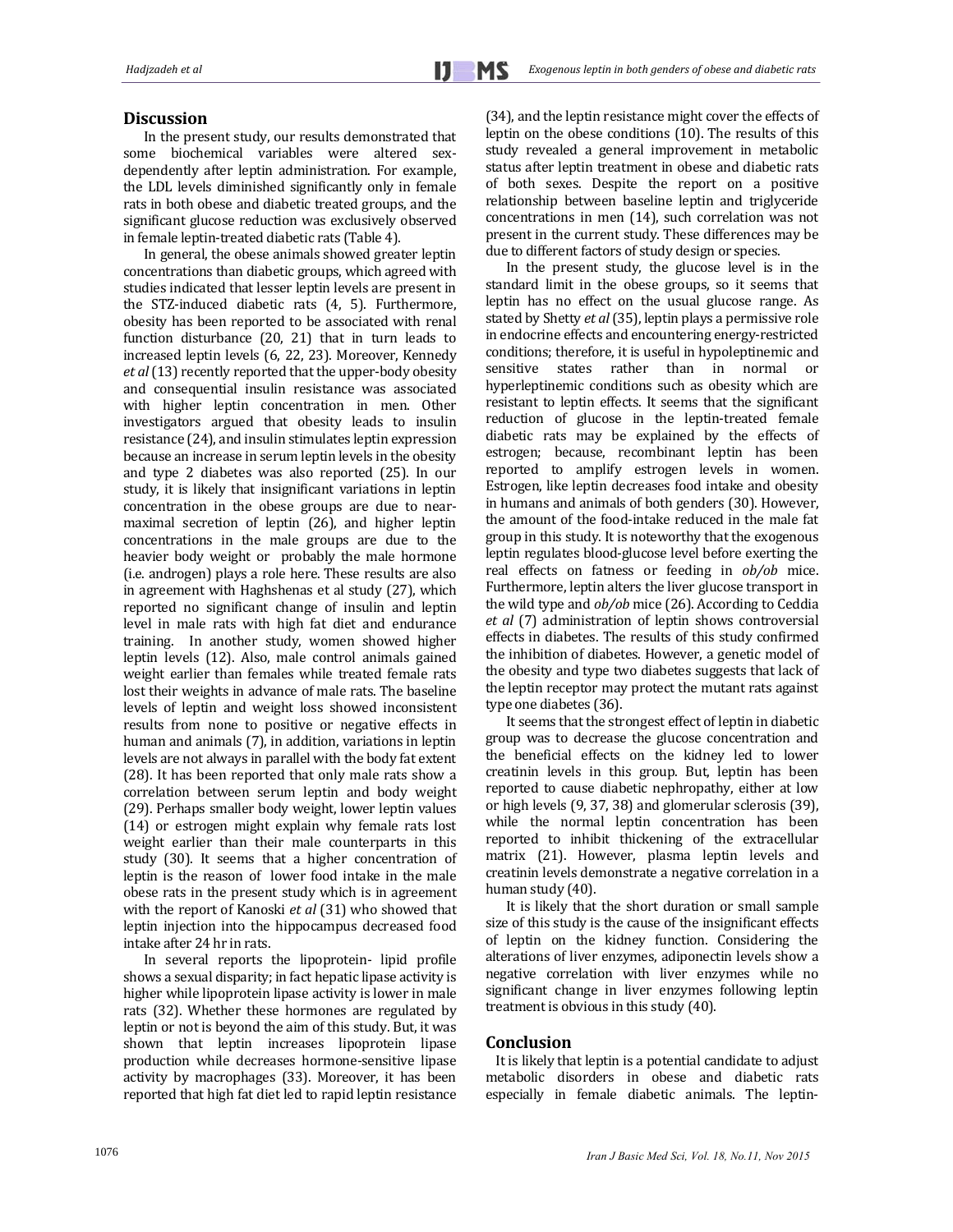## Discussion

In the present study, our results demonstrated that some biochemical variables were altered sex-dependently after leptin administration. For example, the LDL levels diminished significantly only in female rats in both obese and diabetic treated groups, and the significant glucose reduction was exclusively observed in female leptin-treated diabetic rats (Table 4).

In general, the obese animals showed greater leptin concentrations than diabetic groups, which agreed with studies indicated that lesser leptin levels are present in the STZ-induced diabetic rats (4, 5). Furthermore, obesity has been reported to be associated with renal function disturbance (20, 21) that in turn leads to increased leptin levels (6, 22, 23). Moreover, Kennedy *et al* (13) recently reported that the upper-body obesity and consequential insulin resistance was associated with higher leptin concentration in men. Other investigators argued that obesity leads to insulin resistance (24), and insulin stimulates leptin expression because an increase in serum leptin levels in the obesity and type 2 diabetes was also reported (25). In our study, it is likely that insignificant variations in leptin concentration in the obese groups are due to near-maximal secretion of leptin (26), and higher leptin concentrations in the male groups are due to the heavier body weight or probably the male hormone (i.e. androgen) plays a role here. These results are also in agreement with Haghshenas et al study (27), which reported no significant change of insulin and leptin level in male rats with high fat diet and endurance training. In another study, women showed higher leptin levels (12). Also, male control animals gained weight earlier than females while treated female rats lost their weights in advance of male rats. The baseline levels of leptin and weight loss showed inconsistent results from none to positive or negative effects in human and animals (7), in addition, variations in leptin levels are not always in parallel with the body fat extent (28). It has been reported that only male rats show a correlation between serum leptin and body weight (29). Perhaps smaller body weight, lower leptin values (14) or estrogen might explain why female rats lost weight earlier than their male counterparts in this study (30). It seems that a higher concentration of leptin is the reason of lower food intake in the male obese rats in the present study which is in agreement with the report of Kanoski *et al* (31) who showed that leptin injection into the hippocampus decreased food intake after 24 hr in rats.

In several reports the lipoprotein- lipid profile shows a sexual disparity; in fact hepatic lipase activity is higher while lipoprotein lipase activity is lower in male rats (32). Whether these hormones are regulated by leptin or not is beyond the aim of this study. But, it was shown that leptin increases lipoprotein lipase production while decreases hormone-sensitive lipase activity by macrophages (33). Moreover, it has been reported that high fat diet led to rapid leptin resistance (34), and the leptin resistance might cover the effects of leptin on the obese conditions (10). The results of this study revealed a general improvement in metabolic status after leptin treatment in obese and diabetic rats of both sexes. Despite the report on a positive relationship between baseline leptin and triglyceride concentrations in men (14), such correlation was not present in the current study. These differences may be due to different factors of study design or species.

In the present study, the glucose level is in the standard limit in the obese groups, so it seems that leptin has no effect on the usual glucose range. As stated by Shetty *et al* (35), leptin plays a permissive role in endocrine effects and encountering energy-restricted conditions; therefore, it is useful in hypoleptinemic and sensitive states rather than in normal or hyperleptinemic conditions such as obesity which are resistant to leptin effects. It seems that the significant reduction of glucose in the leptin-treated female diabetic rats may be explained by the effects of estrogen; because, recombinant leptin has been reported to amplify estrogen levels in women. Estrogen, like leptin decreases food intake and obesity in humans and animals of both genders (30). However, the amount of the food-intake reduced in the male fat group in this study. It is noteworthy that the exogenous leptin regulates blood-glucose level before exerting the real effects on fatness or feeding in *ob/ob* mice. Furthermore, leptin alters the liver glucose transport in the wild type and *ob/ob* mice (26). According to Ceddia *et al* (7) administration of leptin shows controversial effects in diabetes. The results of this study confirmed the inhibition of diabetes. However, a genetic model of the obesity and type two diabetes suggests that lack of the leptin receptor may protect the mutant rats against type one diabetes (36).

It seems that the strongest effect of leptin in diabetic group was to decrease the glucose concentration and the beneficial effects on the kidney led to lower creatinin levels in this group. But, leptin has been reported to cause diabetic nephropathy, either at low or high levels (9, 37, 38) and glomerular sclerosis (39), while the normal leptin concentration has been reported to inhibit thickening of the extracellular matrix (21). However, plasma leptin levels and creatinin levels demonstrate a negative correlation in a human study (40).

It is likely that the short duration or small sample size of this study is the cause of the insignificant effects of leptin on the kidney function. Considering the alterations of liver enzymes, adiponectin levels show a negative correlation with liver enzymes while no significant change in liver enzymes following leptin treatment is obvious in this study (40).

## Conclusion

It is likely that leptin is a potential candidate to adjust metabolic disorders in obese and diabetic rats especially in female diabetic animals. The leptin-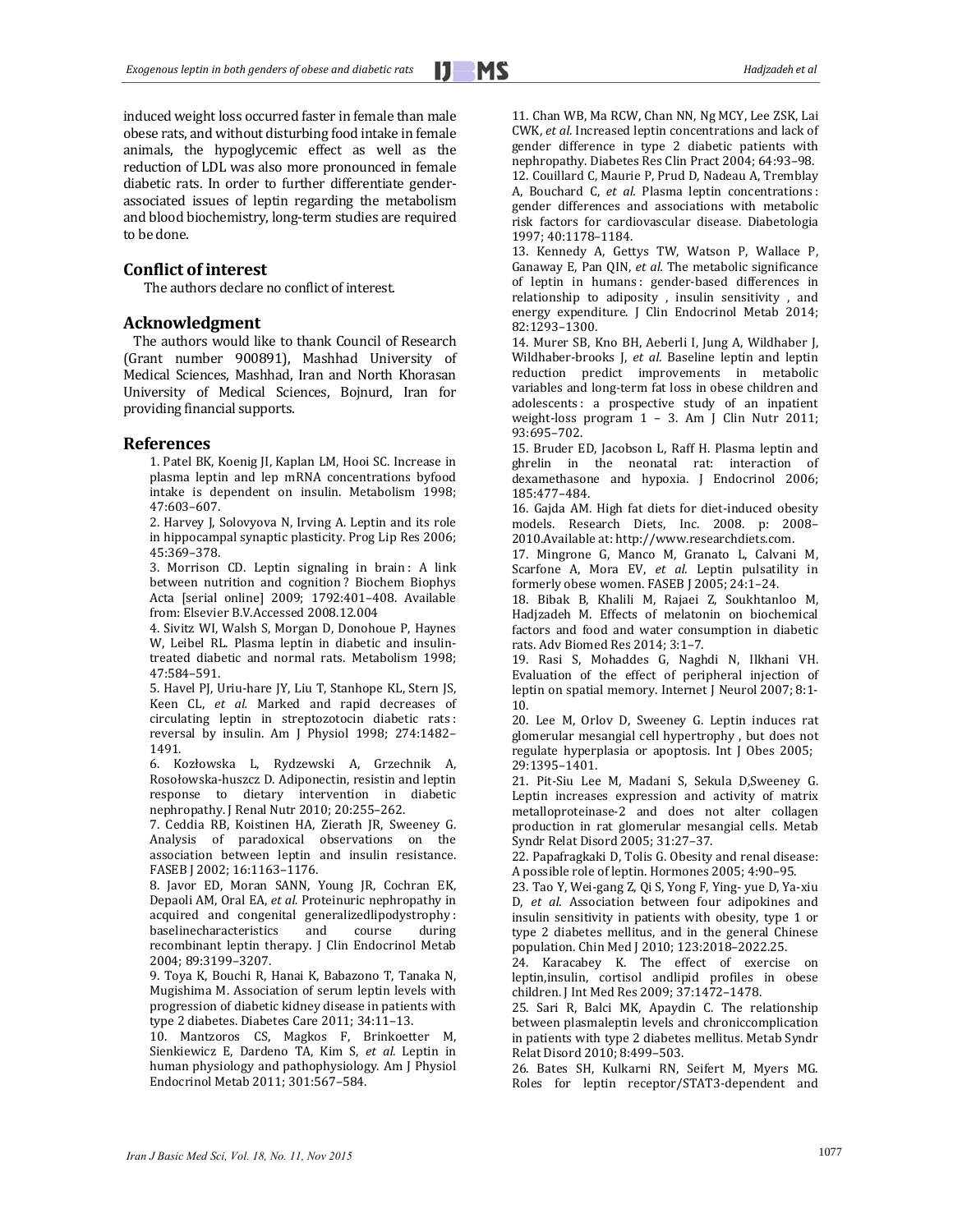induced weight loss occurred faster in female than male obese rats, and without disturbing food intake in female animals, the hypoglycemic effect as well as the reduction of LDL was also more pronounced in female diabetic rats. In order to further differentiate gender-associated issues of leptin regarding the metabolism and blood biochemistry, long-term studies are required to be done.

## Conflict of interest

The authors declare no conflict of interest.

## Acknowledgment

The authors would like to thank Council of Research (Grant number 900891), Mashhad University of Medical Sciences, Mashhad, Iran and North Khorasan University of Medical Sciences, Bojnurd, Iran for providing financial supports.

## References

1. Patel BK, Koenig JI, Kaplan LM, Hooi SC. Increase in plasma leptin and lep mRNA concentrations byfood intake is dependent on insulin. Metabolism 1998; 47:603–607.
2. Harvey J, Solovyova N, Irving A. Leptin and its role in hippocampal synaptic plasticity. Prog Lip Res 2006; 45:369–378.
3. Morrison CD. Leptin signaling in brain : A link between nutrition and cognition ? Biochem Biophys Acta [serial online] 2009; 1792:401–408. Available from: Elsevier B.V.Accessed 2008.12.004
4. Sivitz WI, Walsh S, Morgan D, Donohoue P, Haynes W, Leibel RL. Plasma leptin in diabetic and insulin-treated diabetic and normal rats. Metabolism 1998; 47:584–591.
5. Havel PJ, Uriu-hare JY, Liu T, Stanhope KL, Stern JS, Keen CL, *et al.* Marked and rapid decreases of circulating leptin in streptozotocin diabetic rats : reversal by insulin. Am J Physiol 1998; 274:1482–1491.
6. Kozłowska L, Rydzewski A, Grzechnik A, Rosołowska-huszcz D. Adiponectin, resistin and leptin response to dietary intervention in diabetic nephropathy. J Renal Nutr 2010; 20:255–262.
7. Ceddia RB, Koistinen HA, Zierath JR, Sweeney G. Analysis of paradoxical observations on the association between leptin and insulin resistance. FASEB J 2002; 16:1163–1176.
8. Javor ED, Moran SANN, Young JR, Cochran EK, Depaoli AM, Oral EA, *et al.* Proteinuric nephropathy in acquired and congenital generalizedlipodystrophy : baselinecharacteristics and course during recombinant leptin therapy. J Clin Endocrinol Metab 2004; 89:3199–3207.
9. Toya K, Bouchi R, Hanai K, Babazono T, Tanaka N, Mugishima M. Association of serum leptin levels with progression of diabetic kidney disease in patients with type 2 diabetes. Diabetes Care 2011; 34:11–13.
10. Mantzoros CS, Magkos F, Brinkoetter M, Sienkiewicz E, Dardeno TA, Kim S, *et al.* Leptin in human physiology and pathophysiology. Am J Physiol Endocrinol Metab 2011; 301:567–584.
11. Chan WB, Ma RCW, Chan NN, Ng MCY, Lee ZSK, Lai CWK, *et al.* Increased leptin concentrations and lack of gender difference in type 2 diabetic patients with nephropathy. Diabetes Res Clin Pract 2004; 64:93–98.
12. Couillard C, Maurie P, Prud D, Nadeau A, Tremblay A, Bouchard C, *et al.* Plasma leptin concentrations : gender differences and associations with metabolic risk factors for cardiovascular disease. Diabetologia 1997; 40:1178–1184.
13. Kennedy A, Gettys TW, Watson P, Wallace P, Ganaway E, Pan QIN, *et al.* The metabolic significance of leptin in humans : gender-based differences in relationship to adiposity , insulin sensitivity , and energy expenditure. J Clin Endocrinol Metab 2014; 82:1293–1300.
14. Murer SB, Kno BH, Aeberli I, Jung A, Wildhaber J, Wildhaber-brooks J, *et al.* Baseline leptin and leptin reduction predict improvements in metabolic variables and long-term fat loss in obese children and adolescents : a prospective study of an inpatient weight-loss program 1 – 3. Am J Clin Nutr 2011; 93:695–702.
15. Bruder ED, Jacobson L, Raff H. Plasma leptin and ghrelin in the neonatal rat: interaction of dexamethasone and hypoxia. J Endocrinol 2006; 185:477–484.
16. Gajda AM. High fat diets for diet-induced obesity models. Research Diets, Inc. 2008. p: 2008–2010.Available at: http://www.researchdiets.com.
17. Mingrone G, Manco M, Granato L, Calvani M, Scarfone A, Mora EV, *et al.* Leptin pulsatility in formerly obese women. FASEB J 2005; 24:1–24.
18. Bibak B, Khalili M, Rajaei Z, Soukhtanloo M, Hadjzadeh M. Effects of melatonin on biochemical factors and food and water consumption in diabetic rats. Adv Biomed Res 2014; 3:1–7.
19. Rasi S, Mohaddes G, Naghdi N, Ilkhani VH. Evaluation of the effect of peripheral injection of leptin on spatial memory. Internet J Neurol 2007; 8:1-10.
20. Lee M, Orlov D, Sweeney G. Leptin induces rat glomerular mesangial cell hypertrophy , but does not regulate hyperplasia or apoptosis. Int J Obes 2005; 29:1395–1401.
21. Pit-Siu Lee M, Madani S, Sekula D,Sweeney G. Leptin increases expression and activity of matrix metalloproteinase-2 and does not alter collagen production in rat glomerular mesangial cells. Metab Syndr Relat Disord 2005; 31:27–37.
22. Papafragkaki D, Tolis G. Obesity and renal disease: A possible role of leptin. Hormones 2005; 4:90–95.
23. Tao Y, Wei-gang Z, Qi S, Yong F, Ying- yue D, Ya-xiu D, *et al.* Association between four adipokines and insulin sensitivity in patients with obesity, type 1 or type 2 diabetes mellitus, and in the general Chinese population. Chin Med J 2010; 123:2018–2022.25.
24. Karacabey K. The effect of exercise on leptin,insulin, cortisol andlipid profiles in obese children. J Int Med Res 2009; 37:1472–1478.
25. Sari R, Balci MK, Apaydin C. The relationship between plasmaleptin levels and chroniccomplication in patients with type 2 diabetes mellitus. Metab Syndr Relat Disord 2010; 8:499–503.
26. Bates SH, Kulkarni RN, Seifert M, Myers MG. Roles for leptin receptor/STAT3-dependent and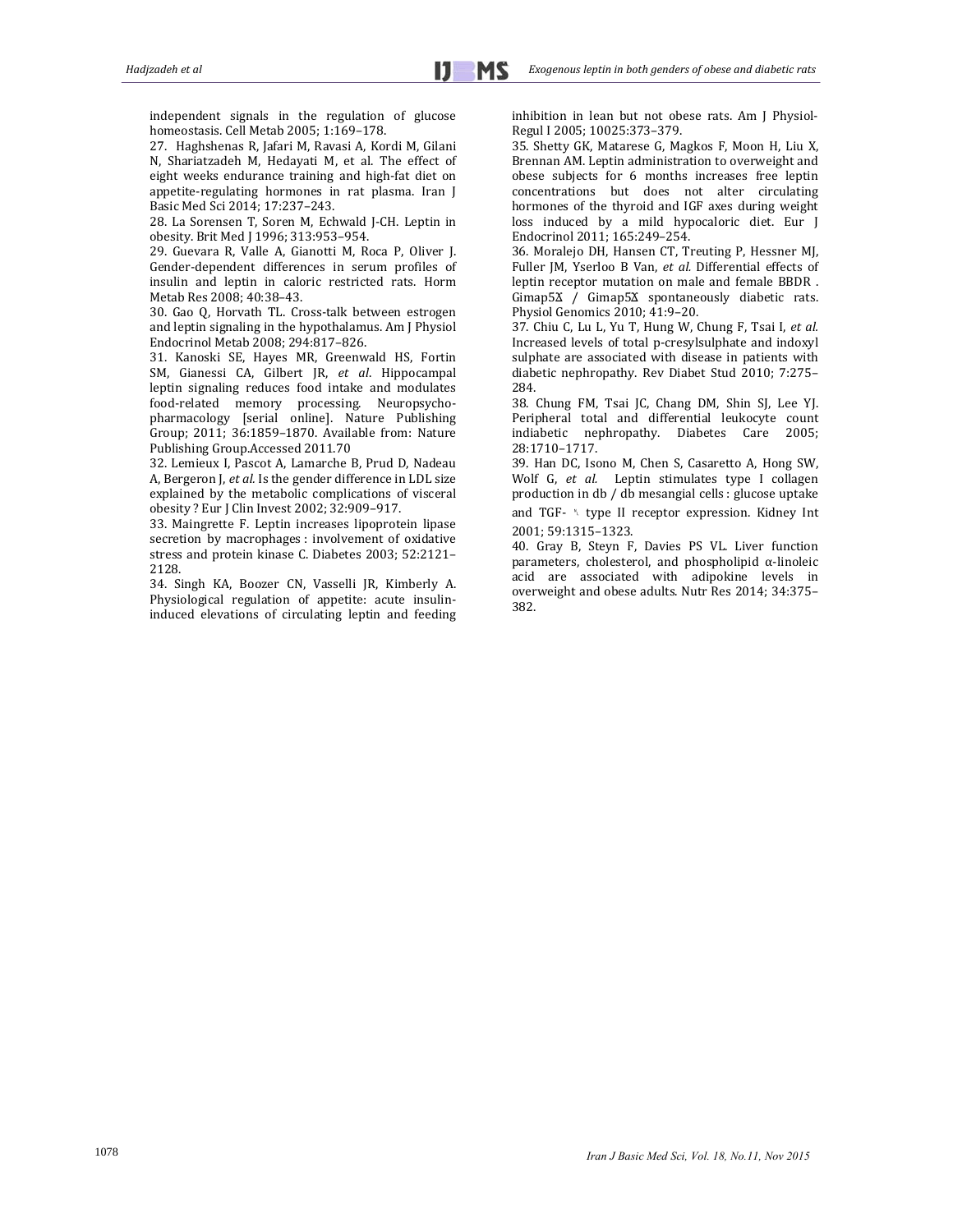independent signals in the regulation of glucose homeostasis. Cell Metab 2005; 1:169–178.

27. Haghshenas R, Jafari M, Ravasi A, Kordi M, Gilani N, Shariatzadeh M, Hedayati M, et al. The effect of eight weeks endurance training and high-fat diet on appetite-regulating hormones in rat plasma. Iran J Basic Med Sci 2014; 17:237–243.

28. La Sorensen T, Soren M, Echwald J-CH. Leptin in obesity. Brit Med J 1996; 313:953–954.

29. Guevara R, Valle A, Gianotti M, Roca P, Oliver J. Gender-dependent differences in serum profiles of insulin and leptin in caloric restricted rats. Horm Metab Res 2008; 40:38–43.

30. Gao Q, Horvath TL. Cross-talk between estrogen and leptin signaling in the hypothalamus. Am J Physiol Endocrinol Metab 2008; 294:817–826.

31. Kanoski SE, Hayes MR, Greenwald HS, Fortin SM, Gianessi CA, Gilbert JR, *et al*. Hippocampal leptin signaling reduces food intake and modulates food-related memory processing. Neuropsychopharmacology [serial online]. Nature Publishing Group; 2011; 36:1859–1870. Available from: Nature Publishing Group.Accessed 2011.70

32. Lemieux I, Pascot A, Lamarche B, Prud D, Nadeau A, Bergeron J, *et al.* Is the gender difference in LDL size explained by the metabolic complications of visceral obesity ? Eur J Clin Invest 2002; 32:909–917.

33. Maingrette F. Leptin increases lipoprotein lipase secretion by macrophages : involvement of oxidative stress and protein kinase C. Diabetes 2003; 52:2121–2128.

34. Singh KA, Boozer CN, Vasselli JR, Kimberly A. Physiological regulation of appetite: acute insulin-induced elevations of circulating leptin and feeding inhibition in lean but not obese rats. Am J Physiol-Regul I 2005; 10025:373–379.

35. Shetty GK, Matarese G, Magkos F, Moon H, Liu X, Brennan AM. Leptin administration to overweight and obese subjects for 6 months increases free leptin concentrations but does not alter circulating hormones of the thyroid and IGF axes during weight loss induced by a mild hypocaloric diet. Eur J Endocrinol 2011; 165:249–254.

36. Moralejo DH, Hansen CT, Treuting P, Hessner MJ, Fuller JM, Yserloo B Van, *et al.* Differential effects of leptin receptor mutation on male and female BBDR . Gimap5Ⅹ / Gimap5Ⅹ spontaneously diabetic rats. Physiol Genomics 2010; 41:9–20.

37. Chiu C, Lu L, Yu T, Hung W, Chung F, Tsai I, *et al.* Increased levels of total p-cresylsulphate and indoxyl sulphate are associated with disease in patients with diabetic nephropathy. Rev Diabet Stud 2010; 7:275–284.

38. Chung FM, Tsai JC, Chang DM, Shin SJ, Lee YJ. Peripheral total and differential leukocyte count indiabetic nephropathy. Diabetes Care 2005; 28:1710–1717.

39. Han DC, Isono M, Chen S, Casaretto A, Hong SW, Wolf G, *et al.* Leptin stimulates type I collagen production in db / db mesangial cells : glucose uptake and TGF- ␤ type II receptor expression. Kidney Int 2001; 59:1315–1323.

40. Gray B, Steyn F, Davies PS VL. Liver function parameters, cholesterol, and phospholipid α-linoleic acid are associated with adipokine levels in overweight and obese adults. Nutr Res 2014; 34:375–382.